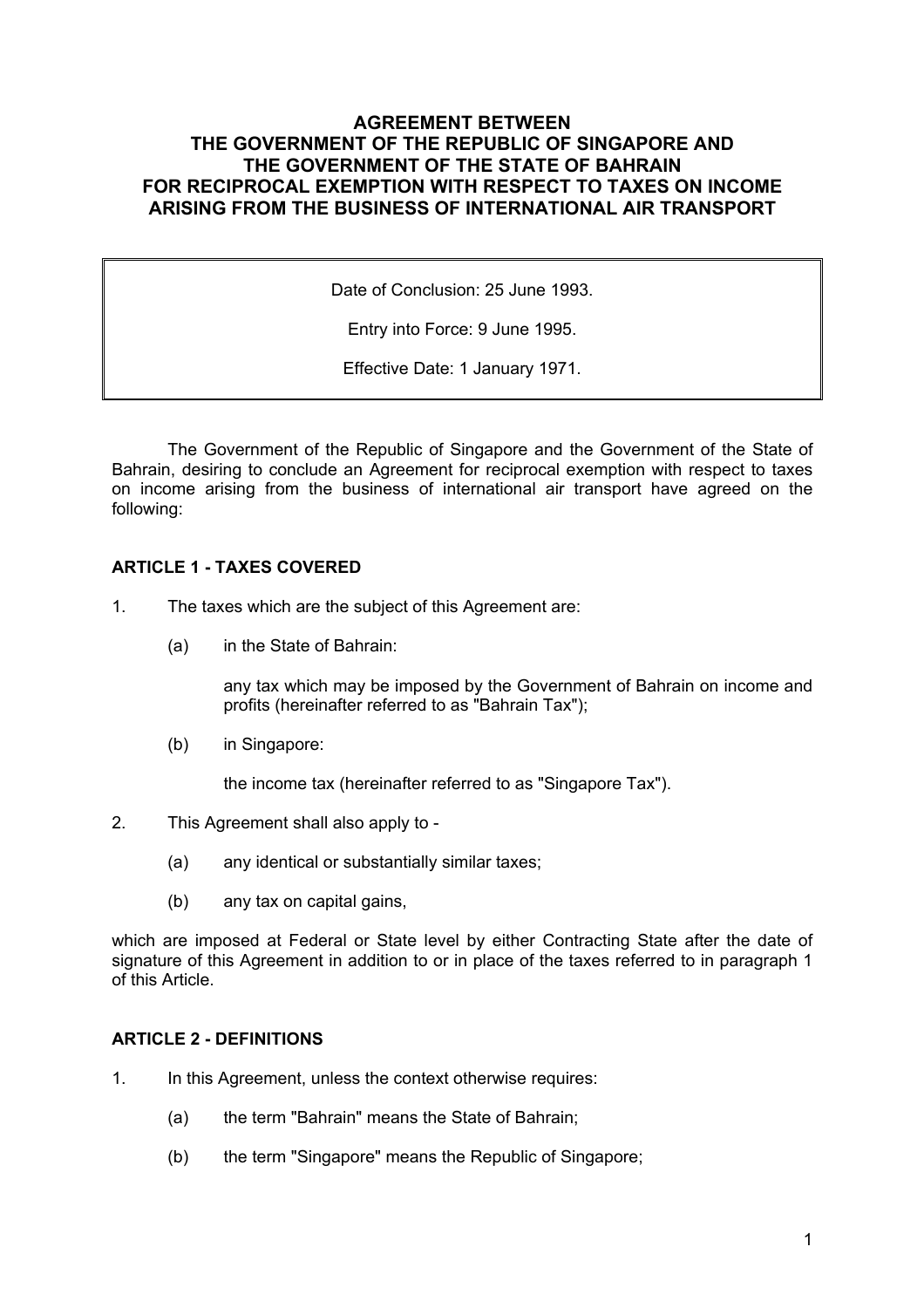# AGREEMENT BETWEEN THE GOVERNMENT OF THE REPUBLIC OF SINGAPORE AND THE GOVERNMENT OF THE STATE OF BAHRAIN FOR RECIPROCAL EXEMPTION WITH RESPECT TO TAXES ON INCOME ARISING FROM THE BUSINESS OF INTERNATIONAL AIR TRANSPORT

> Date of Conclusion: 25 June 1993.
>
> Entry into Force: 9 June 1995.
>
> Effective Date: 1 January 1971.

The Government of the Republic of Singapore and the Government of the State of Bahrain, desiring to conclude an Agreement for reciprocal exemption with respect to taxes on income arising from the business of international air transport have agreed on the following:

## ARTICLE 1 - TAXES COVERED

1. The taxes which are the subject of this Agreement are:

   (a) in the State of Bahrain:

   any tax which may be imposed by the Government of Bahrain on income and profits (hereinafter referred to as "Bahrain Tax");

   (b) in Singapore:

   the income tax (hereinafter referred to as "Singapore Tax").

2. This Agreement shall also apply to -

   (a) any identical or substantially similar taxes;

   (b) any tax on capital gains,

which are imposed at Federal or State level by either Contracting State after the date of signature of this Agreement in addition to or in place of the taxes referred to in paragraph 1 of this Article.

## ARTICLE 2 - DEFINITIONS

1. In this Agreement, unless the context otherwise requires:

   (a) the term "Bahrain" means the State of Bahrain;

   (b) the term "Singapore" means the Republic of Singapore;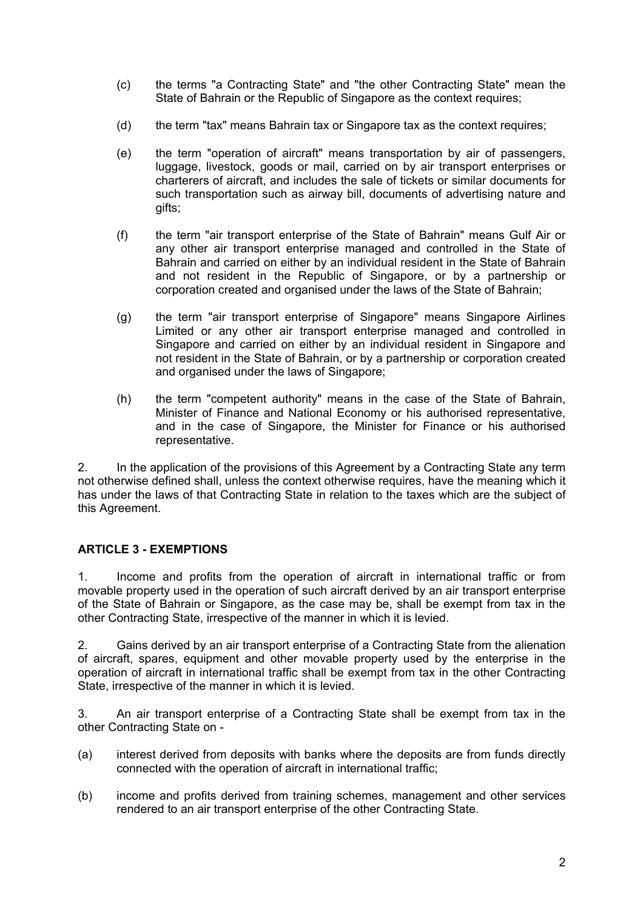(c) the terms "a Contracting State" and "the other Contracting State" mean the State of Bahrain or the Republic of Singapore as the context requires;

(d) the term "tax" means Bahrain tax or Singapore tax as the context requires;

(e) the term "operation of aircraft" means transportation by air of passengers, luggage, livestock, goods or mail, carried on by air transport enterprises or charterers of aircraft, and includes the sale of tickets or similar documents for such transportation such as airway bill, documents of advertising nature and gifts;

(f) the term "air transport enterprise of the State of Bahrain" means Gulf Air or any other air transport enterprise managed and controlled in the State of Bahrain and carried on either by an individual resident in the State of Bahrain and not resident in the Republic of Singapore, or by a partnership or corporation created and organised under the laws of the State of Bahrain;

(g) the term "air transport enterprise of Singapore" means Singapore Airlines Limited or any other air transport enterprise managed and controlled in Singapore and carried on either by an individual resident in Singapore and not resident in the State of Bahrain, or by a partnership or corporation created and organised under the laws of Singapore;

(h) the term "competent authority" means in the case of the State of Bahrain, Minister of Finance and National Economy or his authorised representative, and in the case of Singapore, the Minister for Finance or his authorised representative.

2. In the application of the provisions of this Agreement by a Contracting State any term not otherwise defined shall, unless the context otherwise requires, have the meaning which it has under the laws of that Contracting State in relation to the taxes which are the subject of this Agreement.

## ARTICLE 3 - EXEMPTIONS

1. Income and profits from the operation of aircraft in international traffic or from movable property used in the operation of such aircraft derived by an air transport enterprise of the State of Bahrain or Singapore, as the case may be, shall be exempt from tax in the other Contracting State, irrespective of the manner in which it is levied.

2. Gains derived by an air transport enterprise of a Contracting State from the alienation of aircraft, spares, equipment and other movable property used by the enterprise in the operation of aircraft in international traffic shall be exempt from tax in the other Contracting State, irrespective of the manner in which it is levied.

3. An air transport enterprise of a Contracting State shall be exempt from tax in the other Contracting State on -

(a) interest derived from deposits with banks where the deposits are from funds directly connected with the operation of aircraft in international traffic;

(b) income and profits derived from training schemes, management and other services rendered to an air transport enterprise of the other Contracting State.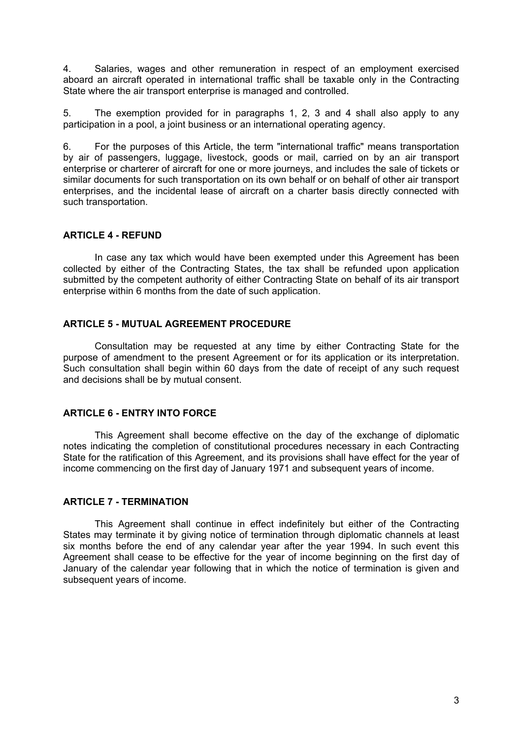4. Salaries, wages and other remuneration in respect of an employment exercised aboard an aircraft operated in international traffic shall be taxable only in the Contracting State where the air transport enterprise is managed and controlled.

5. The exemption provided for in paragraphs 1, 2, 3 and 4 shall also apply to any participation in a pool, a joint business or an international operating agency.

6. For the purposes of this Article, the term "international traffic" means transportation by air of passengers, luggage, livestock, goods or mail, carried on by an air transport enterprise or charterer of aircraft for one or more journeys, and includes the sale of tickets or similar documents for such transportation on its own behalf or on behalf of other air transport enterprises, and the incidental lease of aircraft on a charter basis directly connected with such transportation.

**ARTICLE 4 - REFUND**

In case any tax which would have been exempted under this Agreement has been collected by either of the Contracting States, the tax shall be refunded upon application submitted by the competent authority of either Contracting State on behalf of its air transport enterprise within 6 months from the date of such application.

**ARTICLE 5 - MUTUAL AGREEMENT PROCEDURE**

Consultation may be requested at any time by either Contracting State for the purpose of amendment to the present Agreement or for its application or its interpretation. Such consultation shall begin within 60 days from the date of receipt of any such request and decisions shall be by mutual consent.

**ARTICLE 6 - ENTRY INTO FORCE**

This Agreement shall become effective on the day of the exchange of diplomatic notes indicating the completion of constitutional procedures necessary in each Contracting State for the ratification of this Agreement, and its provisions shall have effect for the year of income commencing on the first day of January 1971 and subsequent years of income.

**ARTICLE 7 - TERMINATION**

This Agreement shall continue in effect indefinitely but either of the Contracting States may terminate it by giving notice of termination through diplomatic channels at least six months before the end of any calendar year after the year 1994. In such event this Agreement shall cease to be effective for the year of income beginning on the first day of January of the calendar year following that in which the notice of termination is given and subsequent years of income.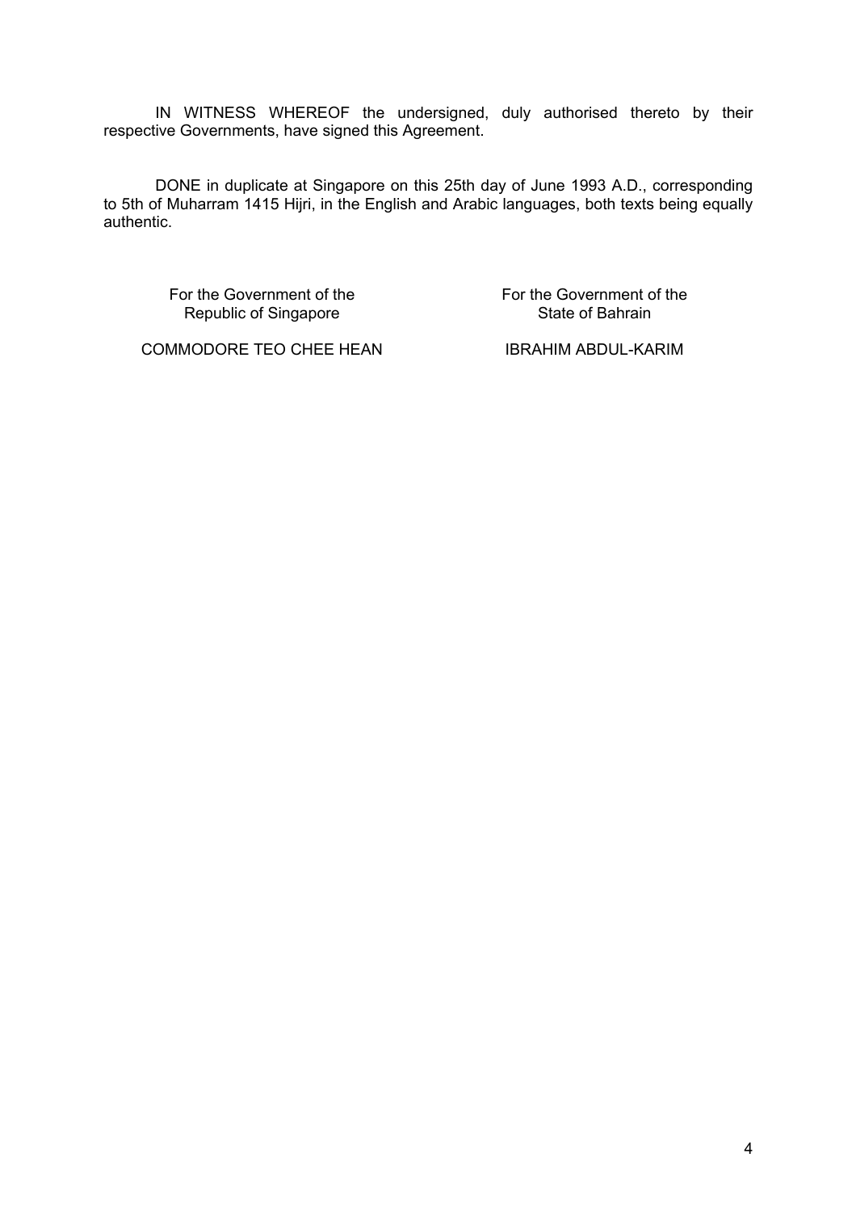IN WITNESS WHEREOF the undersigned, duly authorised thereto by their respective Governments, have signed this Agreement.

DONE in duplicate at Singapore on this 25th day of June 1993 A.D., corresponding to 5th of Muharram 1415 Hijri, in the English and Arabic languages, both texts being equally authentic.

| For the Government of the Republic of Singapore | For the Government of the State of Bahrain |
|---|---|
| COMMODORE TEO CHEE HEAN | IBRAHIM ABDUL-KARIM |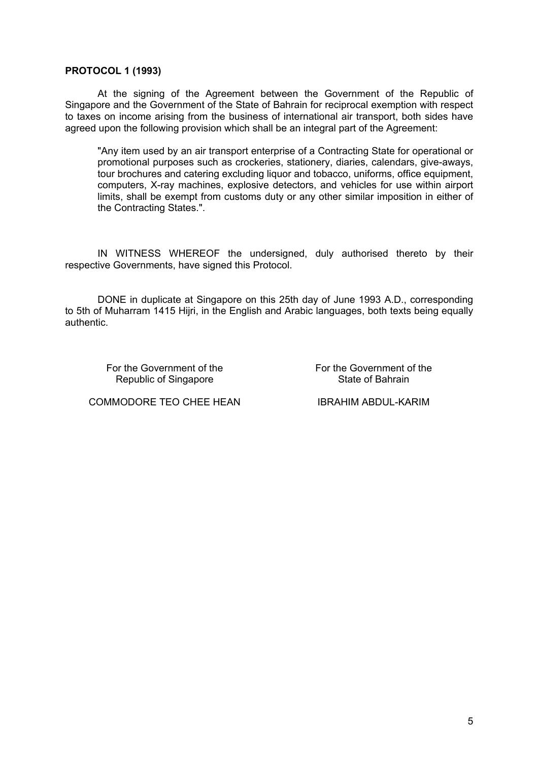**PROTOCOL 1 (1993)**

At the signing of the Agreement between the Government of the Republic of Singapore and the Government of the State of Bahrain for reciprocal exemption with respect to taxes on income arising from the business of international air transport, both sides have agreed upon the following provision which shall be an integral part of the Agreement:

> "Any item used by an air transport enterprise of a Contracting State for operational or promotional purposes such as crockeries, stationery, diaries, calendars, give-aways, tour brochures and catering excluding liquor and tobacco, uniforms, office equipment, computers, X-ray machines, explosive detectors, and vehicles for use within airport limits, shall be exempt from customs duty or any other similar imposition in either of the Contracting States.".

IN WITNESS WHEREOF the undersigned, duly authorised thereto by their respective Governments, have signed this Protocol.

DONE in duplicate at Singapore on this 25th day of June 1993 A.D., corresponding to 5th of Muharram 1415 Hijri, in the English and Arabic languages, both texts being equally authentic.

| For the Government of the Republic of Singapore | For the Government of the State of Bahrain |
| --- | --- |
| COMMODORE TEO CHEE HEAN | IBRAHIM ABDUL-KARIM |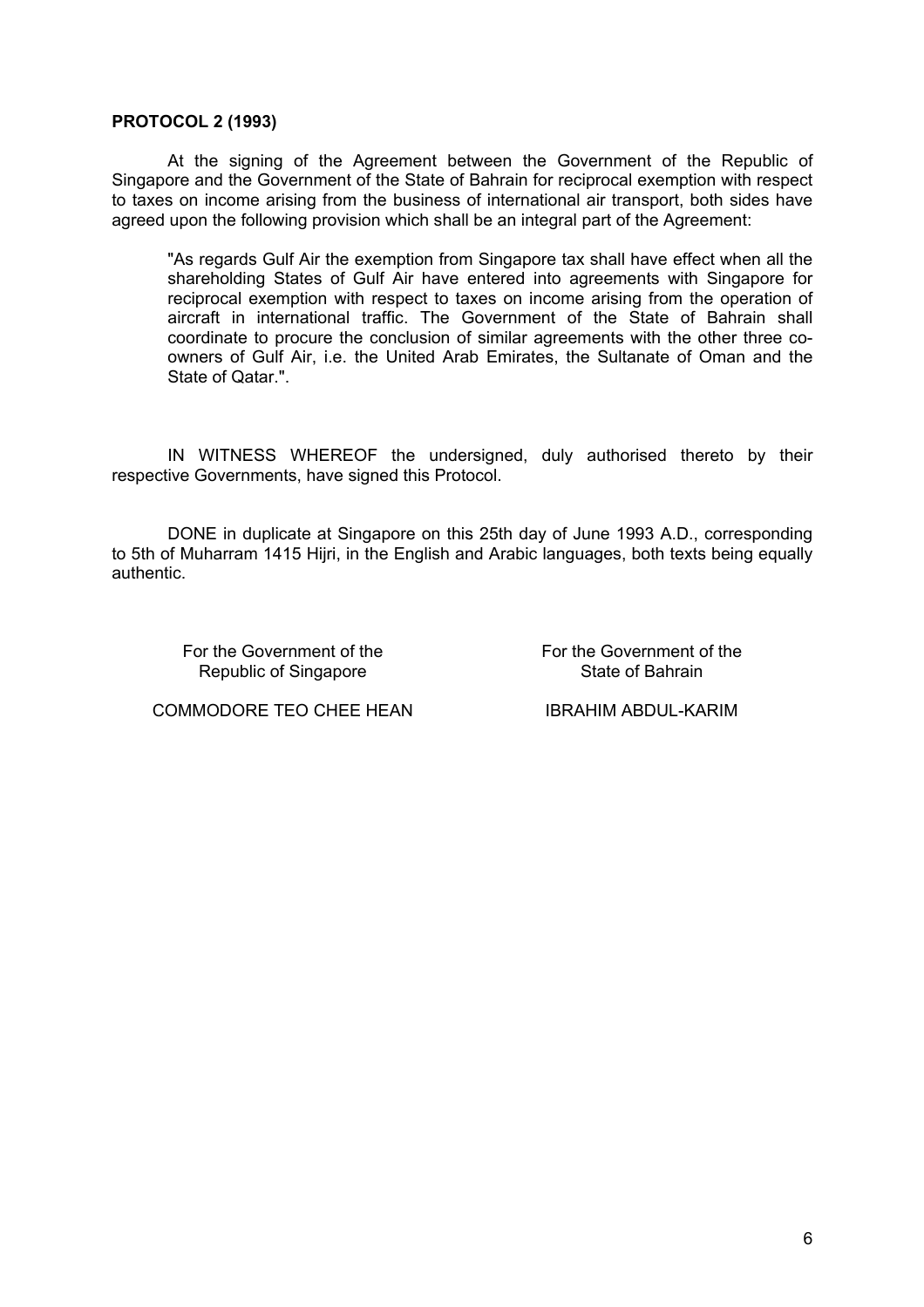**PROTOCOL 2 (1993)**

At the signing of the Agreement between the Government of the Republic of Singapore and the Government of the State of Bahrain for reciprocal exemption with respect to taxes on income arising from the business of international air transport, both sides have agreed upon the following provision which shall be an integral part of the Agreement:

> "As regards Gulf Air the exemption from Singapore tax shall have effect when all the shareholding States of Gulf Air have entered into agreements with Singapore for reciprocal exemption with respect to taxes on income arising from the operation of aircraft in international traffic. The Government of the State of Bahrain shall coordinate to procure the conclusion of similar agreements with the other three co-owners of Gulf Air, i.e. the United Arab Emirates, the Sultanate of Oman and the State of Qatar.".

IN WITNESS WHEREOF the undersigned, duly authorised thereto by their respective Governments, have signed this Protocol.

DONE in duplicate at Singapore on this 25th day of June 1993 A.D., corresponding to 5th of Muharram 1415 Hijri, in the English and Arabic languages, both texts being equally authentic.

| | |
|---|---|
| For the Government of the Republic of Singapore | For the Government of the State of Bahrain |
| COMMODORE TEO CHEE HEAN | IBRAHIM ABDUL-KARIM |